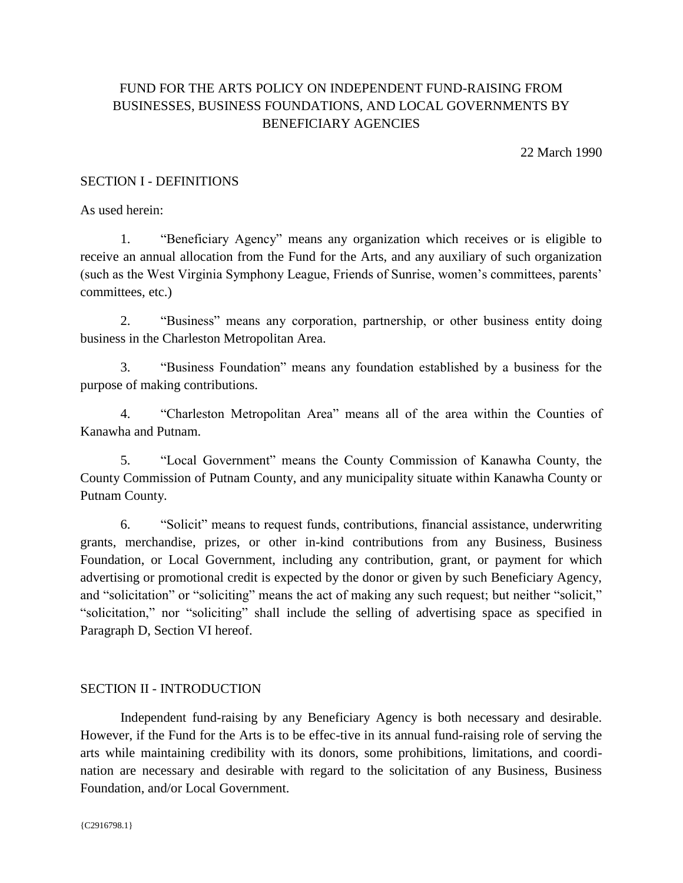# FUND FOR THE ARTS POLICY ON INDEPENDENT FUND-RAISING FROM BUSINESSES, BUSINESS FOUNDATIONS, AND LOCAL GOVERNMENTS BY BENEFICIARY AGENCIES

22 March 1990

## SECTION I - DEFINITIONS

As used herein:

1. "Beneficiary Agency" means any organization which receives or is eligible to receive an annual allocation from the Fund for the Arts, and any auxiliary of such organization (such as the West Virginia Symphony League, Friends of Sunrise, women's committees, parents' committees, etc.)

2. "Business" means any corporation, partnership, or other business entity doing business in the Charleston Metropolitan Area.

3. "Business Foundation" means any foundation established by a business for the purpose of making contributions.

4. "Charleston Metropolitan Area" means all of the area within the Counties of Kanawha and Putnam.

5. "Local Government" means the County Commission of Kanawha County, the County Commission of Putnam County, and any municipality situate within Kanawha County or Putnam County.

6. "Solicit" means to request funds, contributions, financial assistance, underwriting grants, merchandise, prizes, or other in-kind contributions from any Business, Business Foundation, or Local Government, including any contribution, grant, or payment for which advertising or promotional credit is expected by the donor or given by such Beneficiary Agency, and "solicitation" or "soliciting" means the act of making any such request; but neither "solicit," "solicitation," nor "soliciting" shall include the selling of advertising space as specified in Paragraph D, Section VI hereof.

## SECTION II - INTRODUCTION

Independent fund-raising by any Beneficiary Agency is both necessary and desirable. However, if the Fund for the Arts is to be effec-tive in its annual fund-raising role of serving the arts while maintaining credibility with its donors, some prohibitions, limitations, and coordi-nation are necessary and desirable with regard to the solicitation of any Business, Business Foundation, and/or Local Government.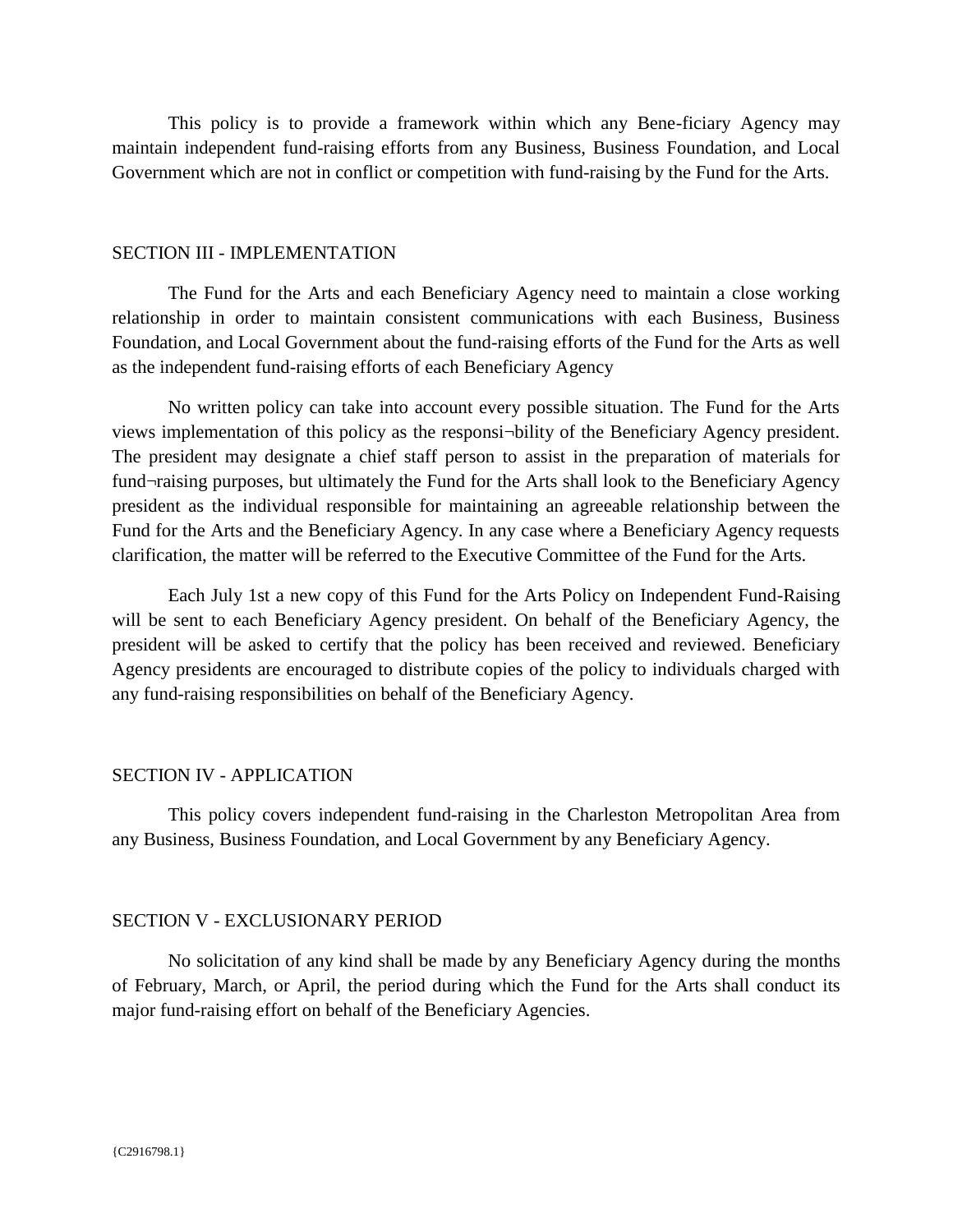This policy is to provide a framework within which any Bene-ficiary Agency may maintain independent fund-raising efforts from any Business, Business Foundation, and Local Government which are not in conflict or competition with fund-raising by the Fund for the Arts.

## SECTION III - IMPLEMENTATION

The Fund for the Arts and each Beneficiary Agency need to maintain a close working relationship in order to maintain consistent communications with each Business, Business Foundation, and Local Government about the fund-raising efforts of the Fund for the Arts as well as the independent fund-raising efforts of each Beneficiary Agency

No written policy can take into account every possible situation. The Fund for the Arts views implementation of this policy as the responsi¬bility of the Beneficiary Agency president. The president may designate a chief staff person to assist in the preparation of materials for fund¬raising purposes, but ultimately the Fund for the Arts shall look to the Beneficiary Agency president as the individual responsible for maintaining an agreeable relationship between the Fund for the Arts and the Beneficiary Agency. In any case where a Beneficiary Agency requests clarification, the matter will be referred to the Executive Committee of the Fund for the Arts.

Each July 1st a new copy of this Fund for the Arts Policy on Independent Fund-Raising will be sent to each Beneficiary Agency president. On behalf of the Beneficiary Agency, the president will be asked to certify that the policy has been received and reviewed. Beneficiary Agency presidents are encouraged to distribute copies of the policy to individuals charged with any fund-raising responsibilities on behalf of the Beneficiary Agency.

## SECTION IV - APPLICATION

This policy covers independent fund-raising in the Charleston Metropolitan Area from any Business, Business Foundation, and Local Government by any Beneficiary Agency.

## SECTION V - EXCLUSIONARY PERIOD

No solicitation of any kind shall be made by any Beneficiary Agency during the months of February, March, or April, the period during which the Fund for the Arts shall conduct its major fund-raising effort on behalf of the Beneficiary Agencies.

{C2916798.1}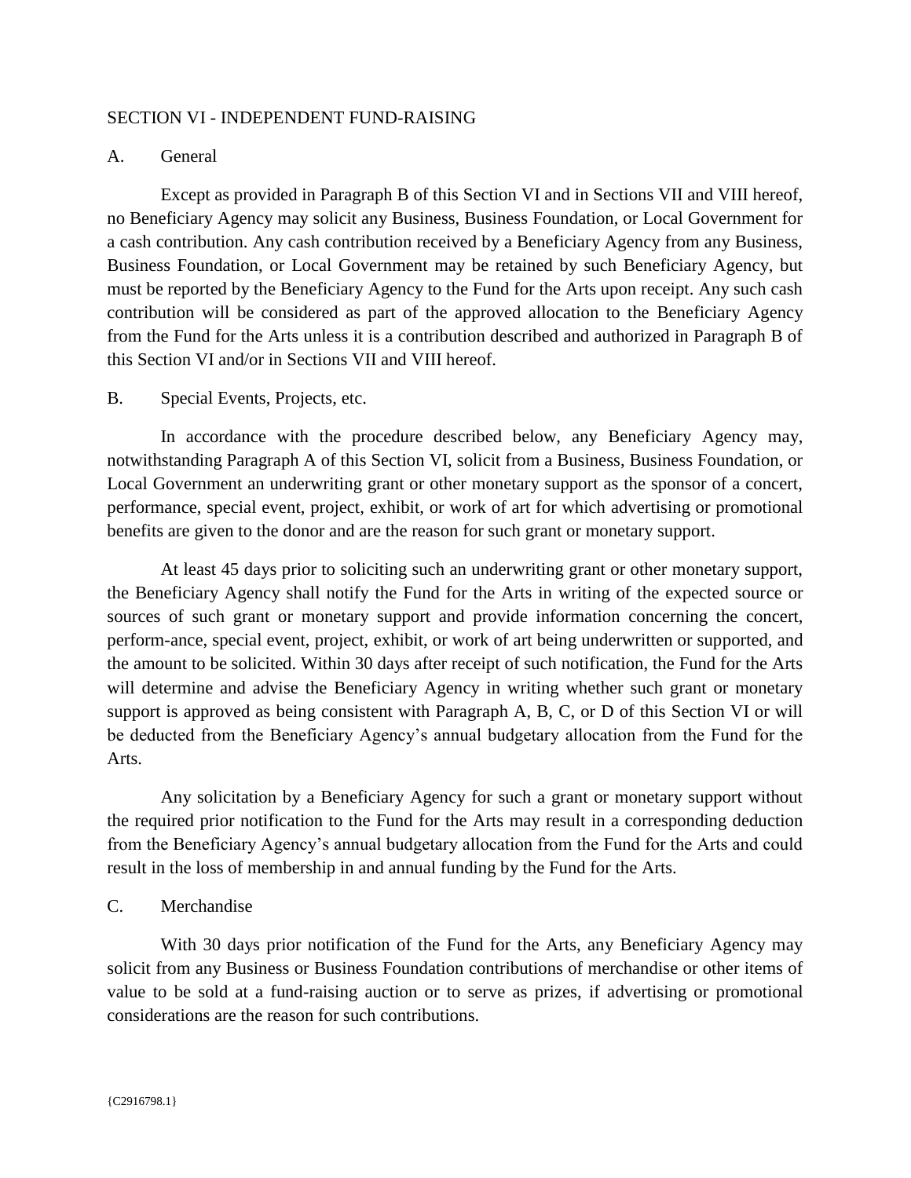## SECTION VI - INDEPENDENT FUND-RAISING

A. General

Except as provided in Paragraph B of this Section VI and in Sections VII and VIII hereof, no Beneficiary Agency may solicit any Business, Business Foundation, or Local Government for a cash contribution. Any cash contribution received by a Beneficiary Agency from any Business, Business Foundation, or Local Government may be retained by such Beneficiary Agency, but must be reported by the Beneficiary Agency to the Fund for the Arts upon receipt. Any such cash contribution will be considered as part of the approved allocation to the Beneficiary Agency from the Fund for the Arts unless it is a contribution described and authorized in Paragraph B of this Section VI and/or in Sections VII and VIII hereof.

B. Special Events, Projects, etc.

In accordance with the procedure described below, any Beneficiary Agency may, notwithstanding Paragraph A of this Section VI, solicit from a Business, Business Foundation, or Local Government an underwriting grant or other monetary support as the sponsor of a concert, performance, special event, project, exhibit, or work of art for which advertising or promotional benefits are given to the donor and are the reason for such grant or monetary support.

At least 45 days prior to soliciting such an underwriting grant or other monetary support, the Beneficiary Agency shall notify the Fund for the Arts in writing of the expected source or sources of such grant or monetary support and provide information concerning the concert, perform-ance, special event, project, exhibit, or work of art being underwritten or supported, and the amount to be solicited. Within 30 days after receipt of such notification, the Fund for the Arts will determine and advise the Beneficiary Agency in writing whether such grant or monetary support is approved as being consistent with Paragraph A, B, C, or D of this Section VI or will be deducted from the Beneficiary Agency's annual budgetary allocation from the Fund for the Arts.

Any solicitation by a Beneficiary Agency for such a grant or monetary support without the required prior notification to the Fund for the Arts may result in a corresponding deduction from the Beneficiary Agency's annual budgetary allocation from the Fund for the Arts and could result in the loss of membership in and annual funding by the Fund for the Arts.

C. Merchandise

With 30 days prior notification of the Fund for the Arts, any Beneficiary Agency may solicit from any Business or Business Foundation contributions of merchandise or other items of value to be sold at a fund-raising auction or to serve as prizes, if advertising or promotional considerations are the reason for such contributions.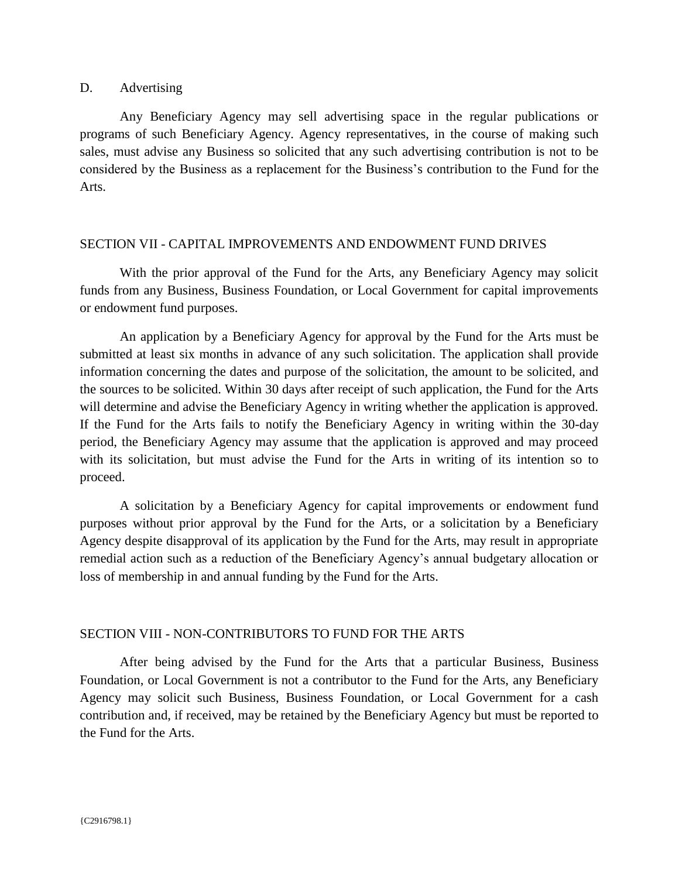### D. Advertising

Any Beneficiary Agency may sell advertising space in the regular publications or programs of such Beneficiary Agency. Agency representatives, in the course of making such sales, must advise any Business so solicited that any such advertising contribution is not to be considered by the Business as a replacement for the Business's contribution to the Fund for the Arts.

## SECTION VII - CAPITAL IMPROVEMENTS AND ENDOWMENT FUND DRIVES

With the prior approval of the Fund for the Arts, any Beneficiary Agency may solicit funds from any Business, Business Foundation, or Local Government for capital improvements or endowment fund purposes.

An application by a Beneficiary Agency for approval by the Fund for the Arts must be submitted at least six months in advance of any such solicitation. The application shall provide information concerning the dates and purpose of the solicitation, the amount to be solicited, and the sources to be solicited. Within 30 days after receipt of such application, the Fund for the Arts will determine and advise the Beneficiary Agency in writing whether the application is approved. If the Fund for the Arts fails to notify the Beneficiary Agency in writing within the 30-day period, the Beneficiary Agency may assume that the application is approved and may proceed with its solicitation, but must advise the Fund for the Arts in writing of its intention so to proceed.

A solicitation by a Beneficiary Agency for capital improvements or endowment fund purposes without prior approval by the Fund for the Arts, or a solicitation by a Beneficiary Agency despite disapproval of its application by the Fund for the Arts, may result in appropriate remedial action such as a reduction of the Beneficiary Agency's annual budgetary allocation or loss of membership in and annual funding by the Fund for the Arts.

## SECTION VIII - NON-CONTRIBUTORS TO FUND FOR THE ARTS

After being advised by the Fund for the Arts that a particular Business, Business Foundation, or Local Government is not a contributor to the Fund for the Arts, any Beneficiary Agency may solicit such Business, Business Foundation, or Local Government for a cash contribution and, if received, may be retained by the Beneficiary Agency but must be reported to the Fund for the Arts.

{C2916798.1}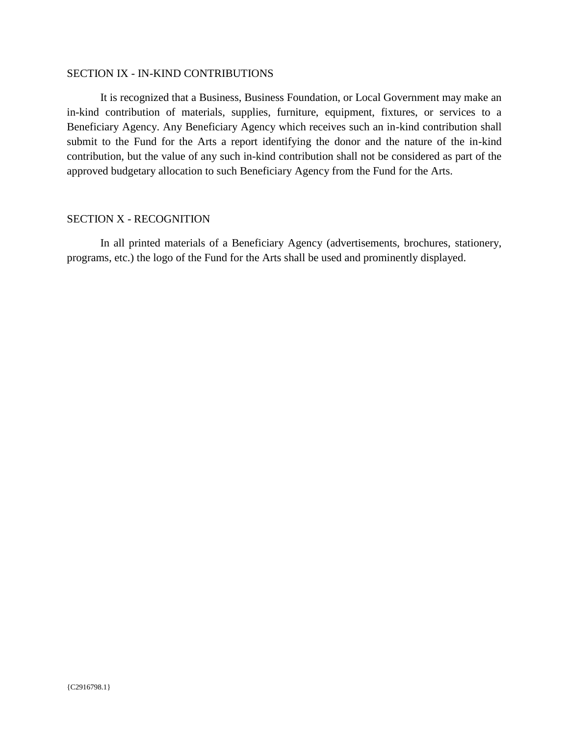## SECTION IX - IN-KIND CONTRIBUTIONS

It is recognized that a Business, Business Foundation, or Local Government may make an in-kind contribution of materials, supplies, furniture, equipment, fixtures, or services to a Beneficiary Agency. Any Beneficiary Agency which receives such an in-kind contribution shall submit to the Fund for the Arts a report identifying the donor and the nature of the in-kind contribution, but the value of any such in-kind contribution shall not be considered as part of the approved budgetary allocation to such Beneficiary Agency from the Fund for the Arts.

## SECTION X - RECOGNITION

In all printed materials of a Beneficiary Agency (advertisements, brochures, stationery, programs, etc.) the logo of the Fund for the Arts shall be used and prominently displayed.